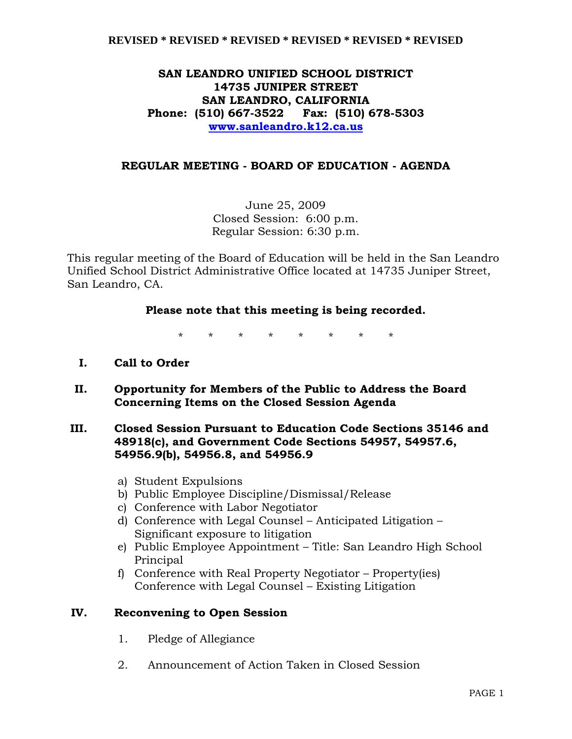**REVISED * REVISED * REVISED * REVISED * REVISED * REVISED**

# SAN LEANDRO UNIFIED SCHOOL DISTRICT
**14735 JUNIPER STREET**
**SAN LEANDRO, CALIFORNIA**
**Phone: (510) 667-3522 Fax: (510) 678-5303**
**[www.sanleandro.k12.ca.us](http://www.sanleandro.k12.ca.us)**

## REGULAR MEETING - BOARD OF EDUCATION - AGENDA

June 25, 2009
Closed Session: 6:00 p.m.
Regular Session: 6:30 p.m.

This regular meeting of the Board of Education will be held in the San Leandro Unified School District Administrative Office located at 14735 Juniper Street, San Leandro, CA.

**Please note that this meeting is being recorded.**

\* \* \* \* \* \* \* \*

**I. Call to Order**

**II. Opportunity for Members of the Public to Address the Board Concerning Items on the Closed Session Agenda**

**III. Closed Session Pursuant to Education Code Sections 35146 and 48918(c), and Government Code Sections 54957, 54957.6, 54956.9(b), 54956.8, and 54956.9**

a) Student Expulsions
b) Public Employee Discipline/Dismissal/Release
c) Conference with Labor Negotiator
d) Conference with Legal Counsel – Anticipated Litigation – Significant exposure to litigation
e) Public Employee Appointment – Title: San Leandro High School Principal
f) Conference with Real Property Negotiator – Property(ies) Conference with Legal Counsel – Existing Litigation

**IV. Reconvening to Open Session**

1. Pledge of Allegiance
2. Announcement of Action Taken in Closed Session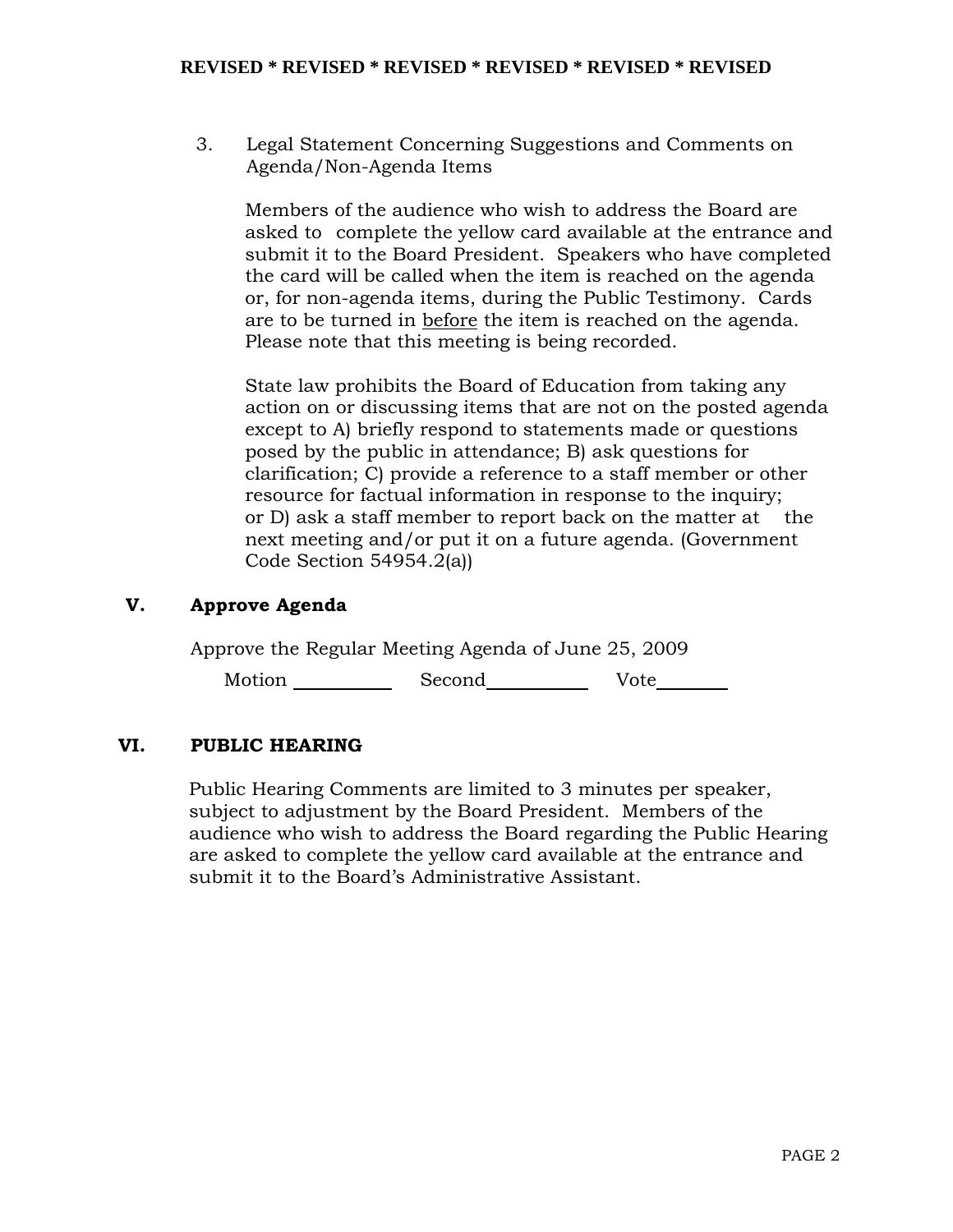3. Legal Statement Concerning Suggestions and Comments on Agenda/Non-Agenda Items

   Members of the audience who wish to address the Board are asked to complete the yellow card available at the entrance and submit it to the Board President. Speakers who have completed the card will be called when the item is reached on the agenda or, for non-agenda items, during the Public Testimony. Cards are to be turned in <u>before</u> the item is reached on the agenda. Please note that this meeting is being recorded.

   State law prohibits the Board of Education from taking any action on or discussing items that are not on the posted agenda except to A) briefly respond to statements made or questions posed by the public in attendance; B) ask questions for clarification; C) provide a reference to a staff member or other resource for factual information in response to the inquiry; or D) ask a staff member to report back on the matter at the next meeting and/or put it on a future agenda. (Government Code Section 54954.2(a))

## V. Approve Agenda

Approve the Regular Meeting Agenda of June 25, 2009

Motion \_\_\_\_\_\_\_\_\_\_ Second\_\_\_\_\_\_\_\_\_\_ Vote\_\_\_\_\_\_\_\_

## VI. PUBLIC HEARING

Public Hearing Comments are limited to 3 minutes per speaker, subject to adjustment by the Board President. Members of the audience who wish to address the Board regarding the Public Hearing are asked to complete the yellow card available at the entrance and submit it to the Board's Administrative Assistant.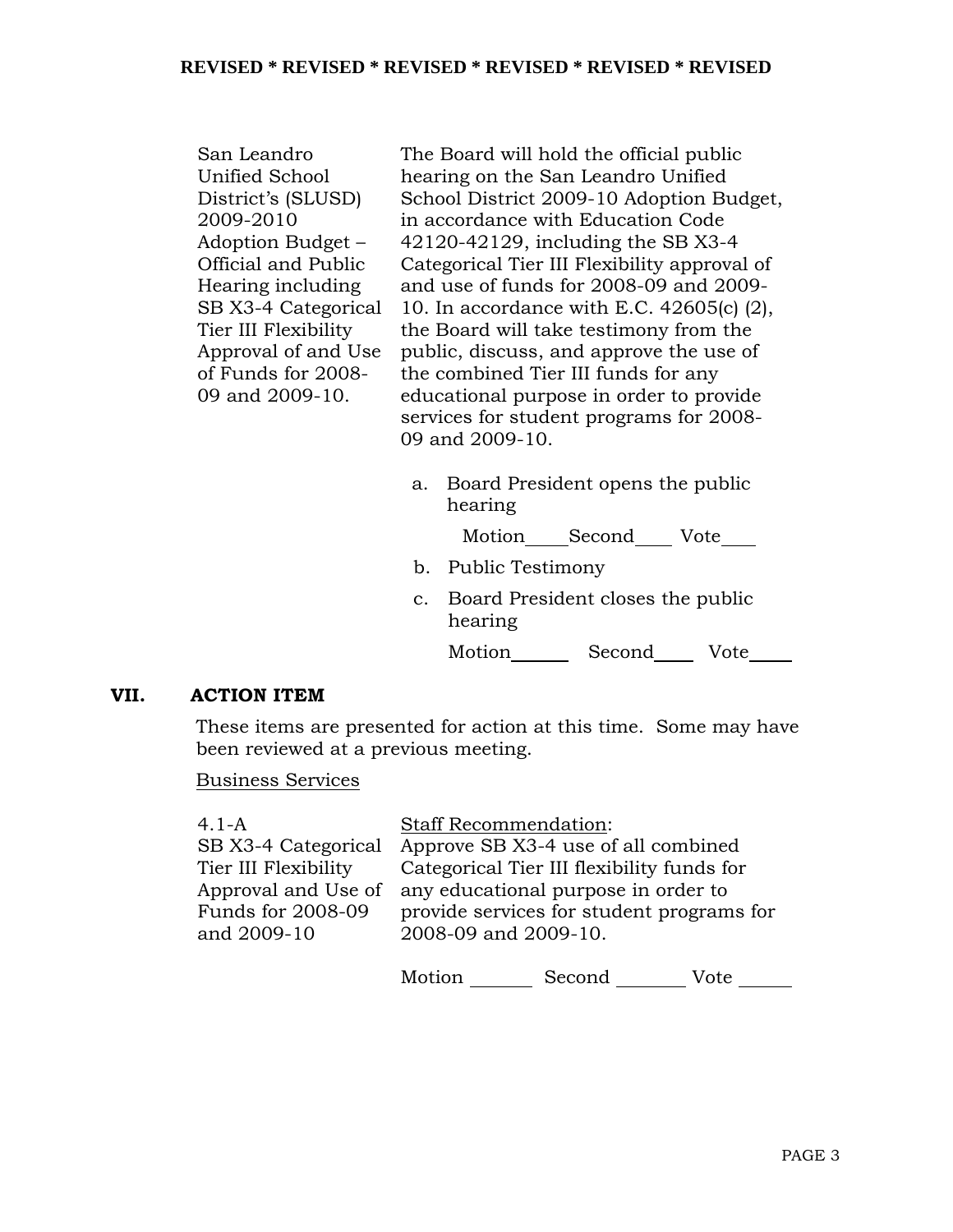**REVISED * REVISED * REVISED * REVISED * REVISED * REVISED**

| | |
|---|---|
| San Leandro Unified School District's (SLUSD) 2009-2010 Adoption Budget – Official and Public Hearing including SB X3-4 Categorical Tier III Flexibility Approval of and Use of Funds for 2008-09 and 2009-10. | The Board will hold the official public hearing on the San Leandro Unified School District 2009-10 Adoption Budget, in accordance with Education Code 42120-42129, including the SB X3-4 Categorical Tier III Flexibility approval of and use of funds for 2008-09 and 2009-10. In accordance with E.C. 42605(c) (2), the Board will take testimony from the public, discuss, and approve the use of the combined Tier III funds for any educational purpose in order to provide services for student programs for 2008-09 and 2009-10. |

a. Board President opens the public hearing

   Motion\_\_\_\_ Second\_\_\_\_ Vote\_\_\_\_

b. Public Testimony

c. Board President closes the public hearing

   Motion\_\_\_\_ Second\_\_\_\_ Vote\_\_\_\_

## VII. ACTION ITEM

These items are presented for action at this time. Some may have been reviewed at a previous meeting.

Business Services

| | |
|---|---|
| 4.1-A<br>SB X3-4 Categorical Tier III Flexibility Approval and Use of Funds for 2008-09 and 2009-10 | Staff Recommendation:<br>Approve SB X3-4 use of all combined Categorical Tier III flexibility funds for any educational purpose in order to provide services for student programs for 2008-09 and 2009-10. |

Motion \_\_\_\_ Second \_\_\_\_ Vote \_\_\_\_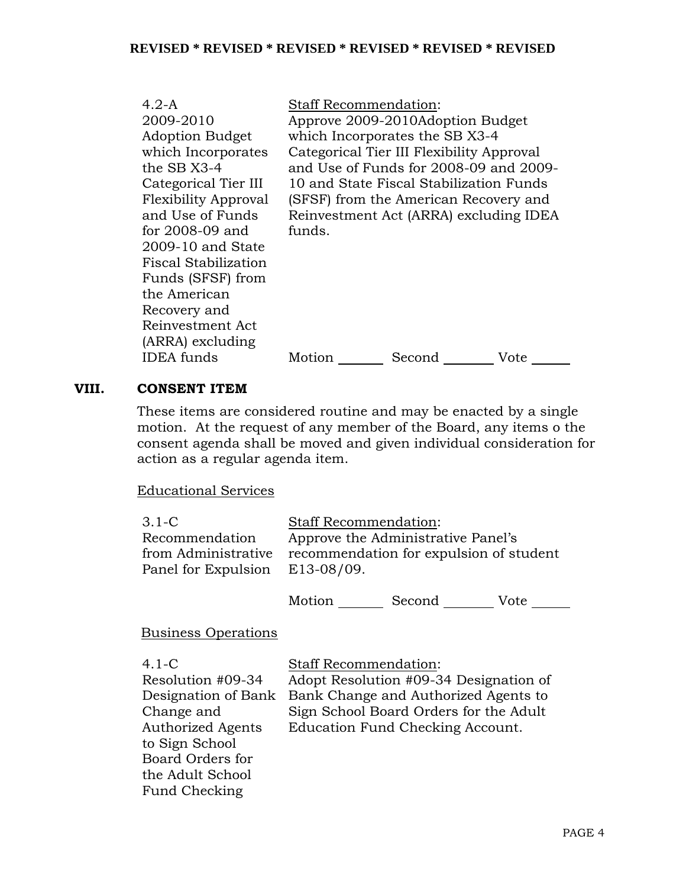**REVISED * REVISED * REVISED * REVISED * REVISED * REVISED**

| | |
|---|---|
| 4.2-A<br>2009-2010 Adoption Budget which Incorporates the SB X3-4 Categorical Tier III Flexibility Approval and Use of Funds for 2008-09 and 2009-10 and State Fiscal Stabilization Funds (SFSF) from the American Recovery and Reinvestment Act (ARRA) excluding IDEA funds | Staff Recommendation:<br>Approve 2009-2010Adoption Budget which Incorporates the SB X3-4 Categorical Tier III Flexibility Approval and Use of Funds for 2008-09 and 2009-10 and State Fiscal Stabilization Funds (SFSF) from the American Recovery and Reinvestment Act (ARRA) excluding IDEA funds.<br><br>Motion _______ Second _______ Vote _____ |

## VIII. CONSENT ITEM

These items are considered routine and may be enacted by a single motion. At the request of any member of the Board, any items o the consent agenda shall be moved and given individual consideration for action as a regular agenda item.

Educational Services

| | |
|---|---|
| 3.1-C<br>Recommendation from Administrative Panel for Expulsion | Staff Recommendation:<br>Approve the Administrative Panel's recommendation for expulsion of student E13-08/09.<br><br>Motion _______ Second _______ Vote _____ |

Business Operations

| | |
|---|---|
| 4.1-C<br>Resolution #09-34 Designation of Bank Change and Authorized Agents to Sign School Board Orders for the Adult School Fund Checking | Staff Recommendation:<br>Adopt Resolution #09-34 Designation of Bank Change and Authorized Agents to Sign School Board Orders for the Adult Education Fund Checking Account. |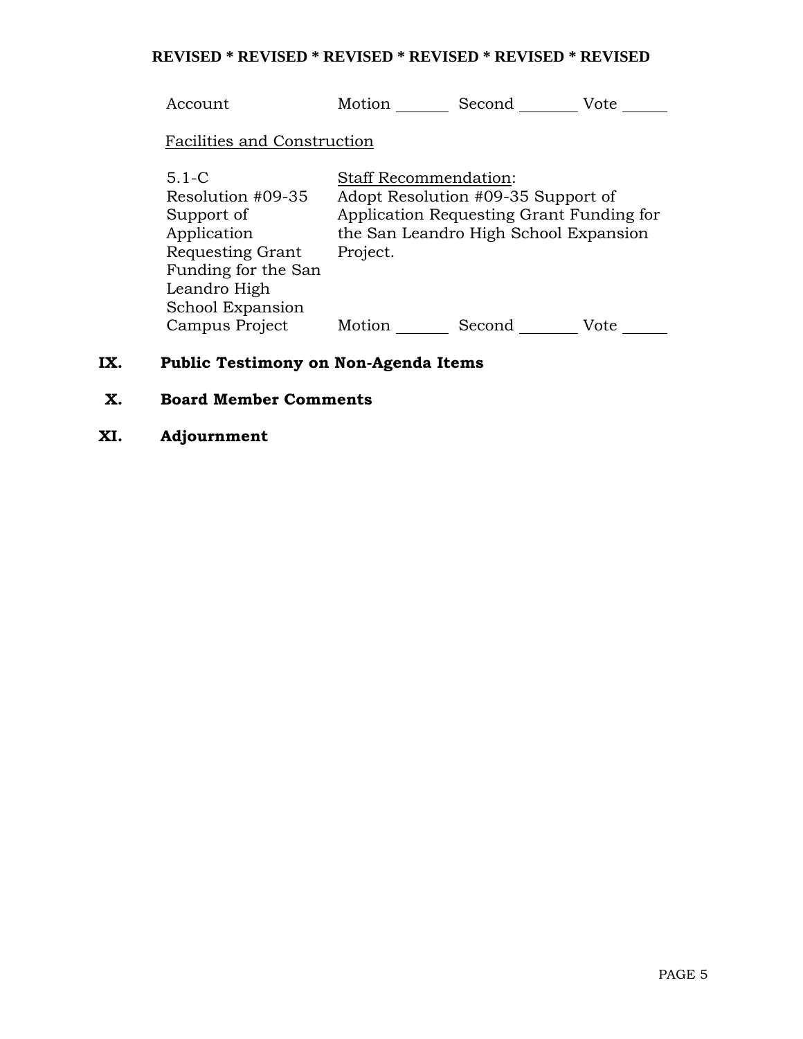**REVISED * REVISED * REVISED * REVISED * REVISED * REVISED**

| | |
|---|---|
| Account | Motion _______ Second _______ Vote _____ |

Facilities and Construction

| | |
|---|---|
| 5.1-C<br>Resolution #09-35 Support of Application Requesting Grant Funding for the San Leandro High School Expansion Campus Project | Staff Recommendation:<br>Adopt Resolution #09-35 Support of Application Requesting Grant Funding for the San Leandro High School Expansion Project.<br><br>Motion _______ Second _______ Vote _____ |

## IX. Public Testimony on Non-Agenda Items

## X. Board Member Comments

## XI. Adjournment